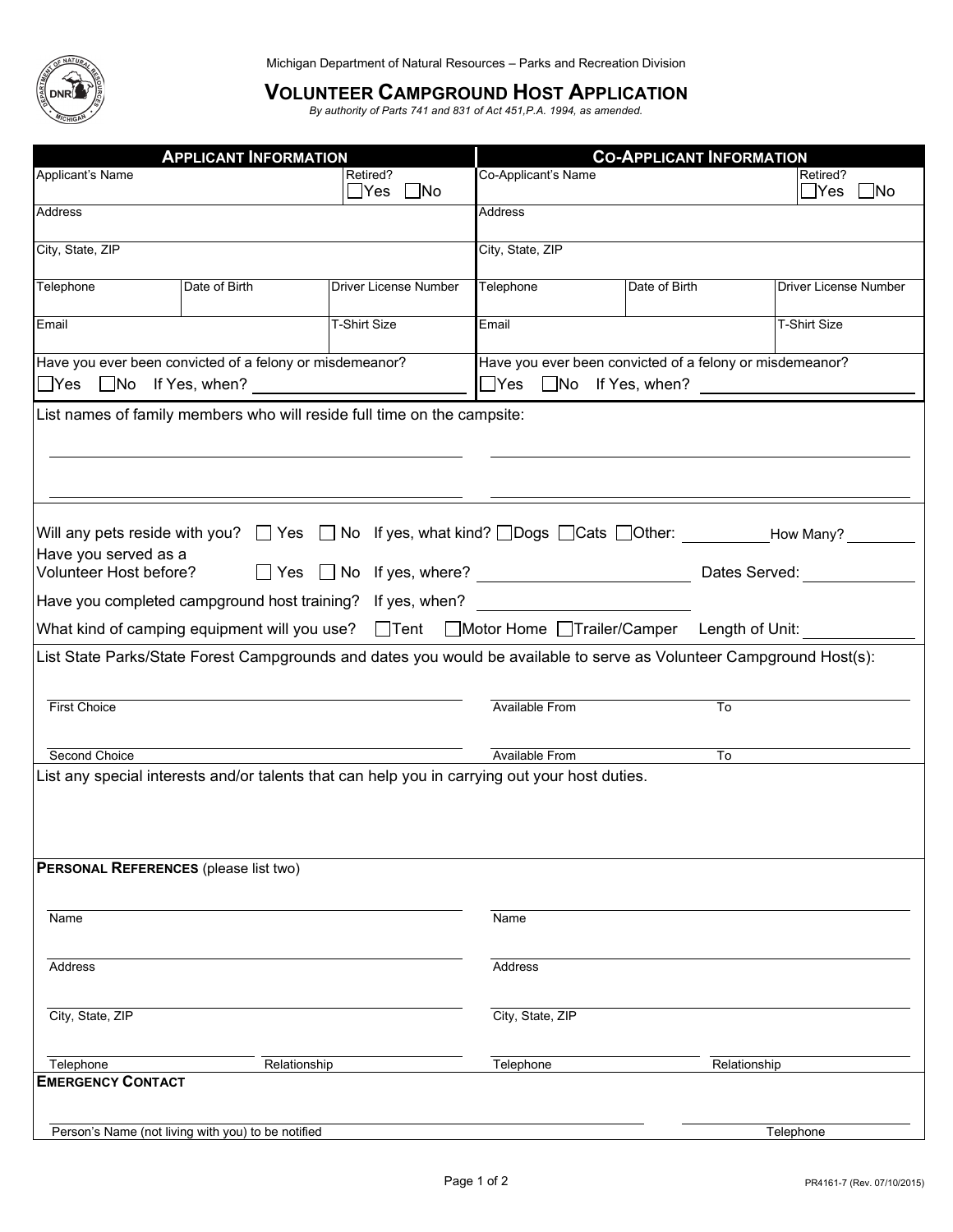Michigan Department of Natural Resources – Parks and Recreation Division

# VOLUNTEER CAMPGROUND HOST APPLICATION

*By authority of Parts 741 and 831 of Act 451,P.A. 1994, as amended.*

| APPLICANT INFORMATION | | | CO-APPLICANT INFORMATION | | |
|---|---|---|---|---|---|
| Applicant's Name | | Retired? ☐Yes ☐No | Co-Applicant's Name | | Retired? ☐Yes ☐No |
| Address | | | Address | | |
| City, State, ZIP | | | City, State, ZIP | | |
| Telephone | Date of Birth | Driver License Number | Telephone | Date of Birth | Driver License Number |
| Email | | T-Shirt Size | Email | | T-Shirt Size |
| Have you ever been convicted of a felony or misdemeanor? ☐Yes ☐No If Yes, when? ______ | | | Have you ever been convicted of a felony or misdemeanor? ☐Yes ☐No If Yes, when? ______ | | |

List names of family members who will reside full time on the campsite:

______________________ ______________________

______________________ ______________________

Will any pets reside with you? ☐ Yes ☐ No If yes, what kind? ☐Dogs ☐Cats ☐Other: ________ How Many? ________

Have you served as a Volunteer Host before? ☐ Yes ☐ No If yes, where? ______________ Dates Served: ________

Have you completed campground host training? If yes, when? ______________

What kind of camping equipment will you use? ☐Tent ☐Motor Home ☐Trailer/Camper Length of Unit: ________

List State Parks/State Forest Campgrounds and dates you would be available to serve as Volunteer Campground Host(s):

First Choice ______________ Available From ________ To ________

Second Choice ______________ Available From ________ To ________

List any special interests and/or talents that can help you in carrying out your host duties.

**PERSONAL REFERENCES** (please list two)

| Reference 1 | | Reference 2 | |
|---|---|---|---|
| Name | | Name | |
| Address | | Address | |
| City, State, ZIP | | City, State, ZIP | |
| Telephone | Relationship | Telephone | Relationship |

**EMERGENCY CONTACT**

Person's Name (not living with you) to be notified ______________ Telephone ______________

PR4161-7 (Rev. 07/10/2015)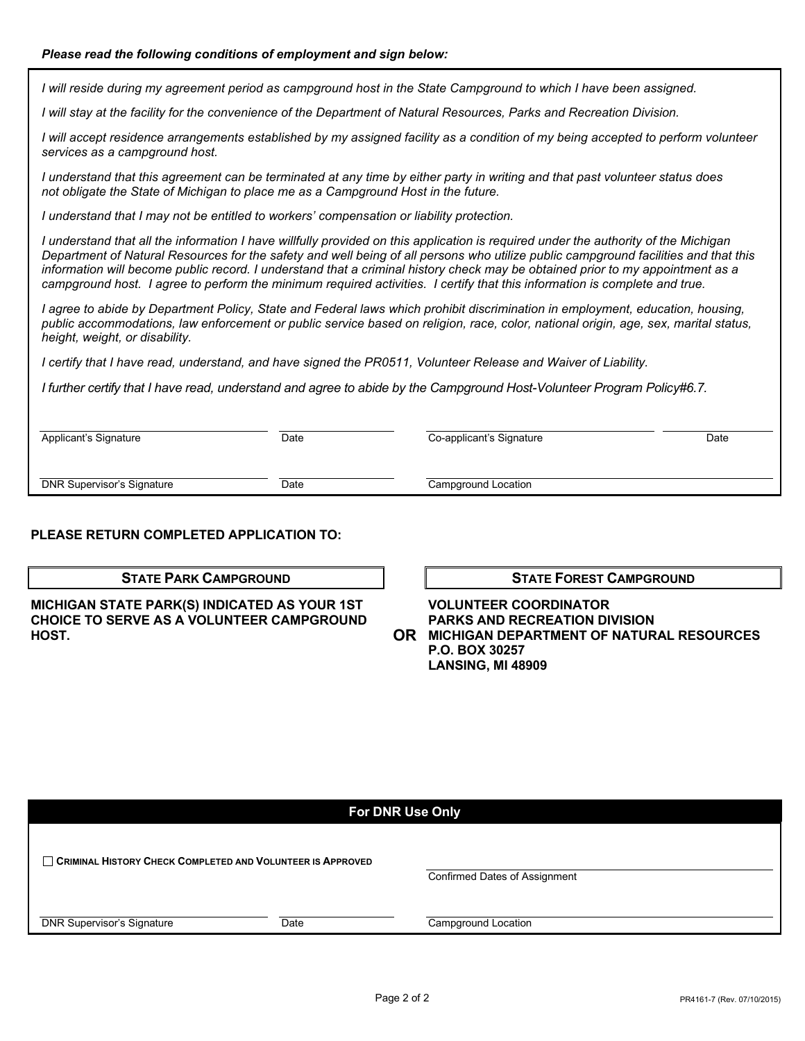***Please read the following conditions of employment and sign below:***

*I will reside during my agreement period as campground host in the State Campground to which I have been assigned.*

*I will stay at the facility for the convenience of the Department of Natural Resources, Parks and Recreation Division.*

*I will accept residence arrangements established by my assigned facility as a condition of my being accepted to perform volunteer services as a campground host.*

*I understand that this agreement can be terminated at any time by either party in writing and that past volunteer status does not obligate the State of Michigan to place me as a Campground Host in the future.*

*I understand that I may not be entitled to workers' compensation or liability protection.*

*I understand that all the information I have willfully provided on this application is required under the authority of the Michigan Department of Natural Resources for the safety and well being of all persons who utilize public campground facilities and that this information will become public record. I understand that a criminal history check may be obtained prior to my appointment as a campground host. I agree to perform the minimum required activities. I certify that this information is complete and true.*

*I agree to abide by Department Policy, State and Federal laws which prohibit discrimination in employment, education, housing, public accommodations, law enforcement or public service based on religion, race, color, national origin, age, sex, marital status, height, weight, or disability.*

*I certify that I have read, understand, and have signed the PR0511, Volunteer Release and Waiver of Liability.*

*I further certify that I have read, understand and agree to abide by the Campground Host-Volunteer Program Policy#6.7.*

| | | | |
|---|---|---|---|
| Applicant's Signature | Date | Co-applicant's Signature | Date |
| DNR Supervisor's Signature | Date | Campground Location | |

**PLEASE RETURN COMPLETED APPLICATION TO:**

**STATE PARK CAMPGROUND**

**MICHIGAN STATE PARK(S) INDICATED AS YOUR 1ST CHOICE TO SERVE AS A VOLUNTEER CAMPGROUND HOST.**

**OR**

**STATE FOREST CAMPGROUND**

**VOLUNTEER COORDINATOR**
**PARKS AND RECREATION DIVISION**
**MICHIGAN DEPARTMENT OF NATURAL RESOURCES**
**P.O. BOX 30257**
**LANSING, MI 48909**

**For DNR Use Only**

☐ **CRIMINAL HISTORY CHECK COMPLETED AND VOLUNTEER IS APPROVED**

Confirmed Dates of Assignment

| | | |
|---|---|---|
| DNR Supervisor's Signature | Date | Campground Location |

PR4161-7 (Rev. 07/10/2015)